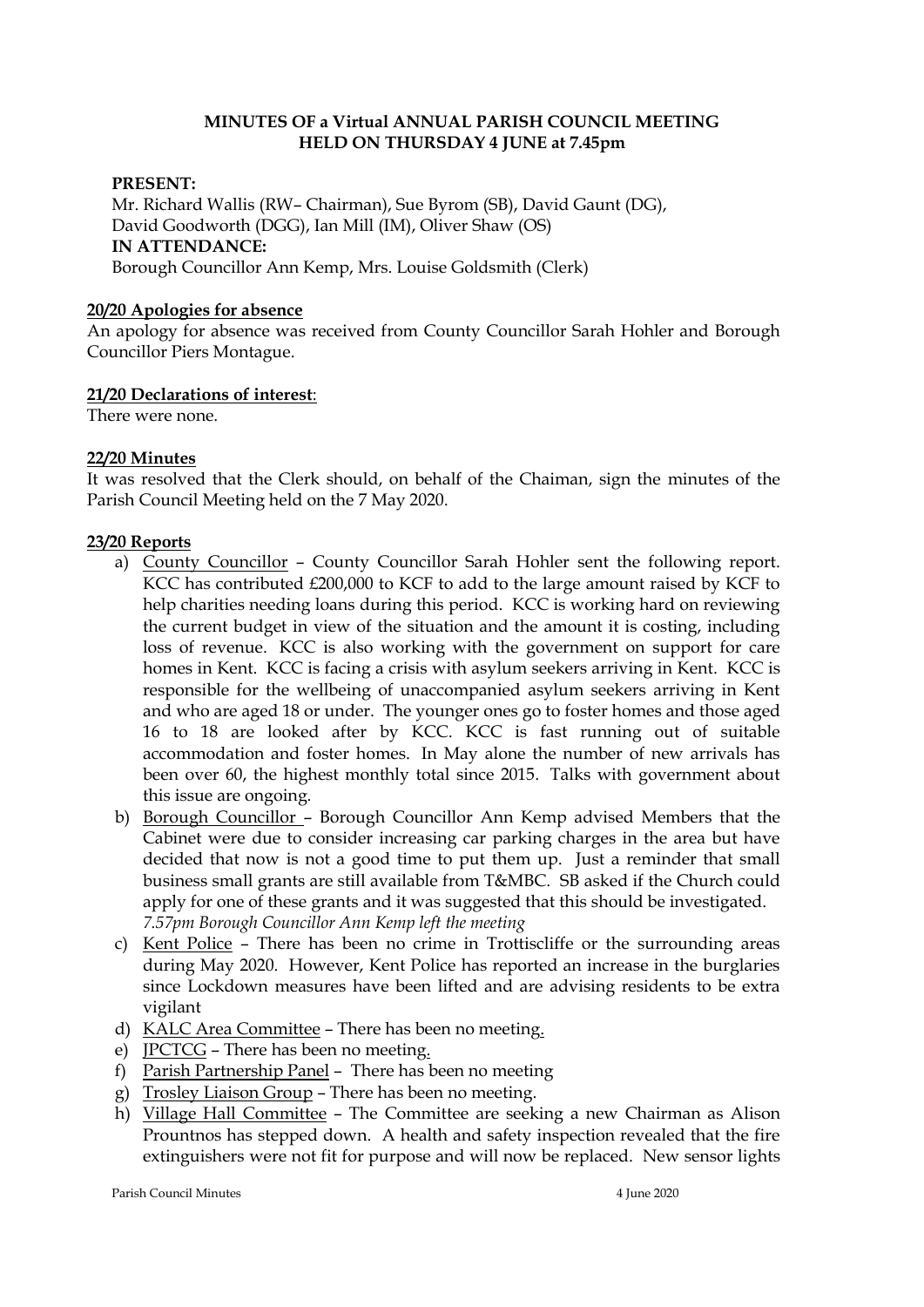**MINUTES OF a Virtual ANNUAL PARISH COUNCIL MEETING HELD ON THURSDAY 4 JUNE at 7.45pm**

**PRESENT:**
Mr. Richard Wallis (RW– Chairman), Sue Byrom (SB), David Gaunt (DG), David Goodworth (DGG), Ian Mill (IM), Oliver Shaw (OS)
**IN ATTENDANCE:**
Borough Councillor Ann Kemp, Mrs. Louise Goldsmith (Clerk)

**20/20 Apologies for absence**

An apology for absence was received from County Councillor Sarah Hohler and Borough Councillor Piers Montague.

**21/20 Declarations of interest**:

There were none.

**22/20 Minutes**

It was resolved that the Clerk should, on behalf of the Chaiman, sign the minutes of the Parish Council Meeting held on the 7 May 2020.

**23/20 Reports**

a) County Councillor – County Councillor Sarah Hohler sent the following report. KCC has contributed £200,000 to KCF to add to the large amount raised by KCF to help charities needing loans during this period. KCC is working hard on reviewing the current budget in view of the situation and the amount it is costing, including loss of revenue. KCC is also working with the government on support for care homes in Kent. KCC is facing a crisis with asylum seekers arriving in Kent. KCC is responsible for the wellbeing of unaccompanied asylum seekers arriving in Kent and who are aged 18 or under. The younger ones go to foster homes and those aged 16 to 18 are looked after by KCC. KCC is fast running out of suitable accommodation and foster homes. In May alone the number of new arrivals has been over 60, the highest monthly total since 2015. Talks with government about this issue are ongoing.

b) Borough Councillor – Borough Councillor Ann Kemp advised Members that the Cabinet were due to consider increasing car parking charges in the area but have decided that now is not a good time to put them up. Just a reminder that small business small grants are still available from T&MBC. SB asked if the Church could apply for one of these grants and it was suggested that this should be investigated.
*7.57pm Borough Councillor Ann Kemp left the meeting*

c) Kent Police – There has been no crime in Trottiscliffe or the surrounding areas during May 2020. However, Kent Police has reported an increase in the burglaries since Lockdown measures have been lifted and are advising residents to be extra vigilant

d) KALC Area Committee – There has been no meeting.

e) JPCTCG – There has been no meeting.

f) Parish Partnership Panel – There has been no meeting

g) Trosley Liaison Group – There has been no meeting.

h) Village Hall Committee – The Committee are seeking a new Chairman as Alison Prountnos has stepped down. A health and safety inspection revealed that the fire extinguishers were not fit for purpose and will now be replaced. New sensor lights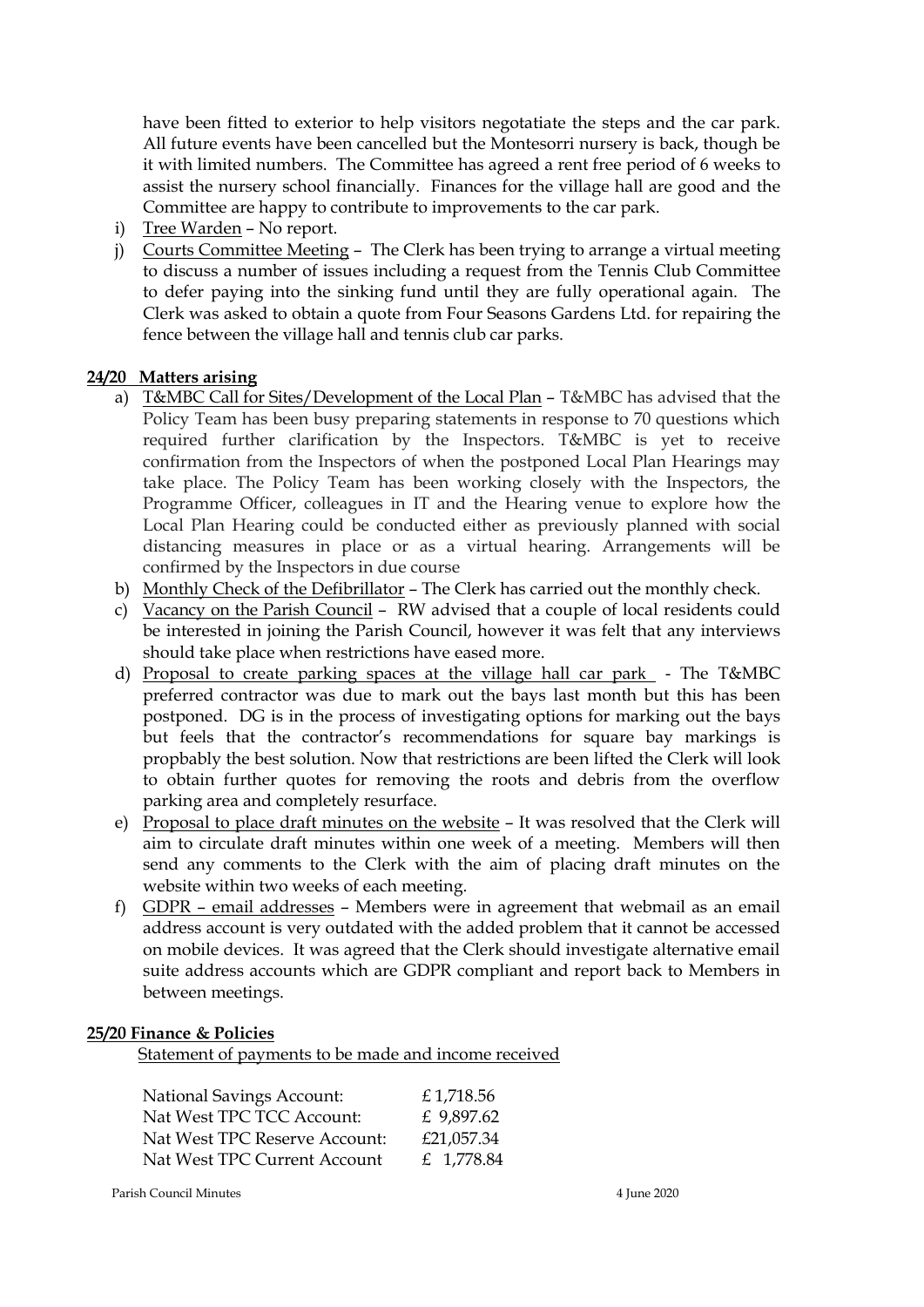have been fitted to exterior to help visitors negotatiate the steps and the car park. All future events have been cancelled but the Montesorri nursery is back, though be it with limited numbers. The Committee has agreed a rent free period of 6 weeks to assist the nursery school financially. Finances for the village hall are good and the Committee are happy to contribute to improvements to the car park.

i) Tree Warden – No report.
j) Courts Committee Meeting – The Clerk has been trying to arrange a virtual meeting to discuss a number of issues including a request from the Tennis Club Committee to defer paying into the sinking fund until they are fully operational again. The Clerk was asked to obtain a quote from Four Seasons Gardens Ltd. for repairing the fence between the village hall and tennis club car parks.

**24/20 Matters arising**

a) T&MBC Call for Sites/Development of the Local Plan – T&MBC has advised that the Policy Team has been busy preparing statements in response to 70 questions which required further clarification by the Inspectors. T&MBC is yet to receive confirmation from the Inspectors of when the postponed Local Plan Hearings may take place. The Policy Team has been working closely with the Inspectors, the Programme Officer, colleagues in IT and the Hearing venue to explore how the Local Plan Hearing could be conducted either as previously planned with social distancing measures in place or as a virtual hearing. Arrangements will be confirmed by the Inspectors in due course
b) Monthly Check of the Defibrillator – The Clerk has carried out the monthly check.
c) Vacancy on the Parish Council – RW advised that a couple of local residents could be interested in joining the Parish Council, however it was felt that any interviews should take place when restrictions have eased more.
d) Proposal to create parking spaces at the village hall car park - The T&MBC preferred contractor was due to mark out the bays last month but this has been postponed. DG is in the process of investigating options for marking out the bays but feels that the contractor's recommendations for square bay markings is propbably the best solution. Now that restrictions are been lifted the Clerk will look to obtain further quotes for removing the roots and debris from the overflow parking area and completely resurface.
e) Proposal to place draft minutes on the website – It was resolved that the Clerk will aim to circulate draft minutes within one week of a meeting. Members will then send any comments to the Clerk with the aim of placing draft minutes on the website within two weeks of each meeting.
f) GDPR – email addresses – Members were in agreement that webmail as an email address account is very outdated with the added problem that it cannot be accessed on mobile devices. It was agreed that the Clerk should investigate alternative email suite address accounts which are GDPR compliant and report back to Members in between meetings.

**25/20 Finance & Policies**

Statement of payments to be made and income received

| | |
|---|---|
| National Savings Account: | £ 1,718.56 |
| Nat West TPC TCC Account: | £ 9,897.62 |
| Nat West TPC Reserve Account: | £21,057.34 |
| Nat West TPC Current Account | £ 1,778.84 |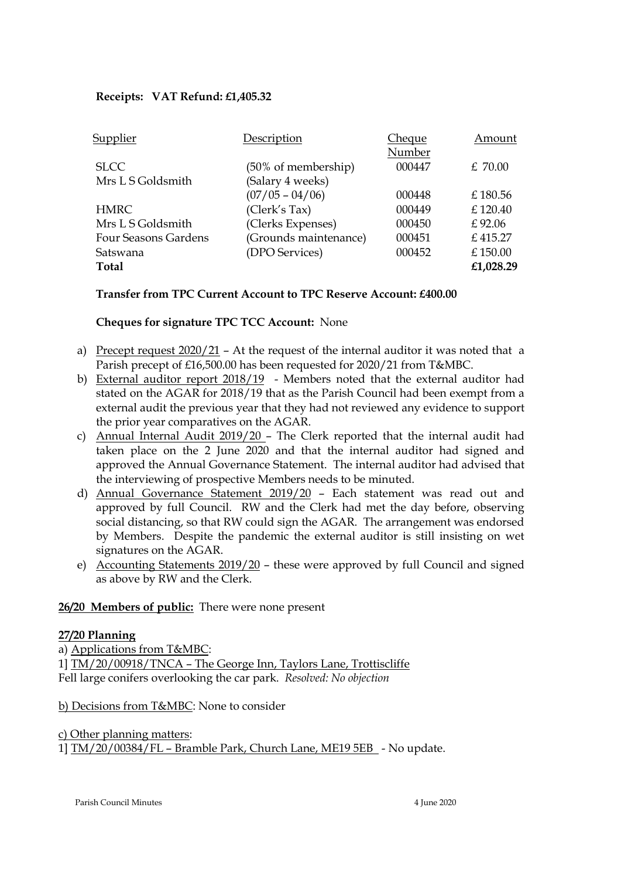**Receipts: VAT Refund: £1,405.32**

| Supplier | Description | Cheque Number | Amount |
|---|---|---|---|
| SLCC | (50% of membership) | 000447 | £ 70.00 |
| Mrs L S Goldsmith | (Salary 4 weeks) (07/05 – 04/06) | 000448 | £ 180.56 |
| HMRC | (Clerk's Tax) | 000449 | £ 120.40 |
| Mrs L S Goldsmith | (Clerks Expenses) | 000450 | £ 92.06 |
| Four Seasons Gardens | (Grounds maintenance) | 000451 | £ 415.27 |
| Satswana | (DPO Services) | 000452 | £ 150.00 |
| **Total** | | | **£1,028.29** |

**Transfer from TPC Current Account to TPC Reserve Account: £400.00**

**Cheques for signature TPC TCC Account:** None

a) Precept request 2020/21 – At the request of the internal auditor it was noted that a Parish precept of £16,500.00 has been requested for 2020/21 from T&MBC.
b) External auditor report 2018/19 - Members noted that the external auditor had stated on the AGAR for 2018/19 that as the Parish Council had been exempt from a external audit the previous year that they had not reviewed any evidence to support the prior year comparatives on the AGAR.
c) Annual Internal Audit 2019/20 – The Clerk reported that the internal audit had taken place on the 2 June 2020 and that the internal auditor had signed and approved the Annual Governance Statement. The internal auditor had advised that the interviewing of prospective Members needs to be minuted.
d) Annual Governance Statement 2019/20 – Each statement was read out and approved by full Council. RW and the Clerk had met the day before, observing social distancing, so that RW could sign the AGAR. The arrangement was endorsed by Members. Despite the pandemic the external auditor is still insisting on wet signatures on the AGAR.
e) Accounting Statements 2019/20 – these were approved by full Council and signed as above by RW and the Clerk.

**26/20 Members of public:** There were none present

**27/20 Planning**

a) Applications from T&MBC:

1] TM/20/00918/TNCA – The George Inn, Taylors Lane, Trottiscliffe
Fell large conifers overlooking the car park. *Resolved: No objection*

b) Decisions from T&MBC: None to consider

c) Other planning matters:

1] TM/20/00384/FL – Bramble Park, Church Lane, ME19 5EB - No update.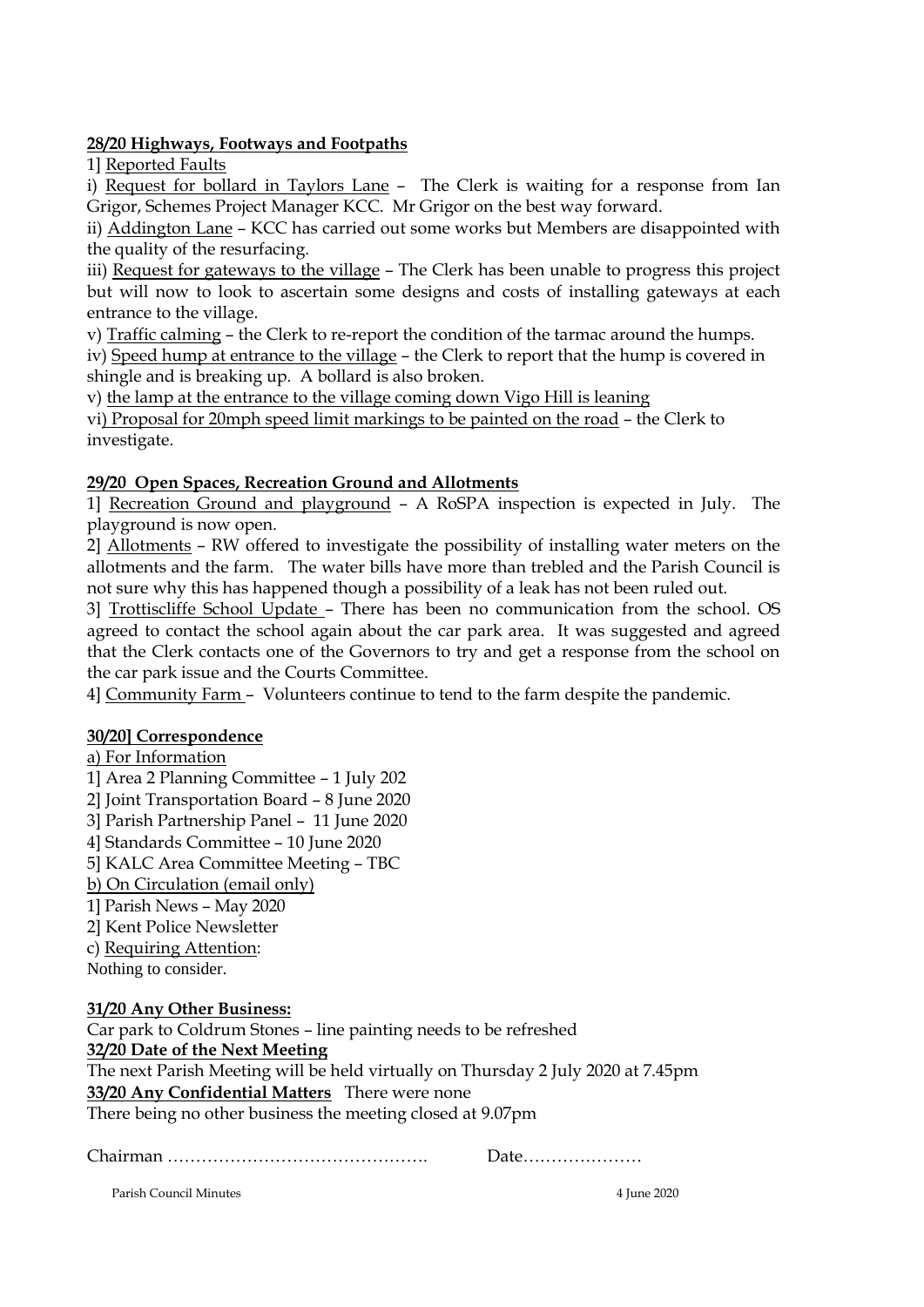**28/20 Highways, Footways and Footpaths**

1] Reported Faults

i) Request for bollard in Taylors Lane – The Clerk is waiting for a response from Ian Grigor, Schemes Project Manager KCC. Mr Grigor on the best way forward.

ii) Addington Lane – KCC has carried out some works but Members are disappointed with the quality of the resurfacing.

iii) Request for gateways to the village – The Clerk has been unable to progress this project but will now to look to ascertain some designs and costs of installing gateways at each entrance to the village.

v) Traffic calming – the Clerk to re-report the condition of the tarmac around the humps.

iv) Speed hump at entrance to the village – the Clerk to report that the hump is covered in shingle and is breaking up. A bollard is also broken.

v) the lamp at the entrance to the village coming down Vigo Hill is leaning

vi) Proposal for 20mph speed limit markings to be painted on the road – the Clerk to investigate.

**29/20 Open Spaces, Recreation Ground and Allotments**

1] Recreation Ground and playground – A RoSPA inspection is expected in July. The playground is now open.

2] Allotments – RW offered to investigate the possibility of installing water meters on the allotments and the farm. The water bills have more than trebled and the Parish Council is not sure why this has happened though a possibility of a leak has not been ruled out.

3] Trottiscliffe School Update – There has been no communication from the school. OS agreed to contact the school again about the car park area. It was suggested and agreed that the Clerk contacts one of the Governors to try and get a response from the school on the car park issue and the Courts Committee.

4] Community Farm – Volunteers continue to tend to the farm despite the pandemic.

**30/20] Correspondence**

a) For Information

1] Area 2 Planning Committee – 1 July 202

2] Joint Transportation Board – 8 June 2020

3] Parish Partnership Panel – 11 June 2020

4] Standards Committee – 10 June 2020

5] KALC Area Committee Meeting – TBC

b) On Circulation (email only)

1] Parish News – May 2020

2] Kent Police Newsletter

c) Requiring Attention:

Nothing to consider.

**31/20 Any Other Business:**

Car park to Coldrum Stones – line painting needs to be refreshed

**32/20 Date of the Next Meeting**

The next Parish Meeting will be held virtually on Thursday 2 July 2020 at 7.45pm

**33/20 Any Confidential Matters** There were none

There being no other business the meeting closed at 9.07pm

Chairman ………………………………………. Date…………………